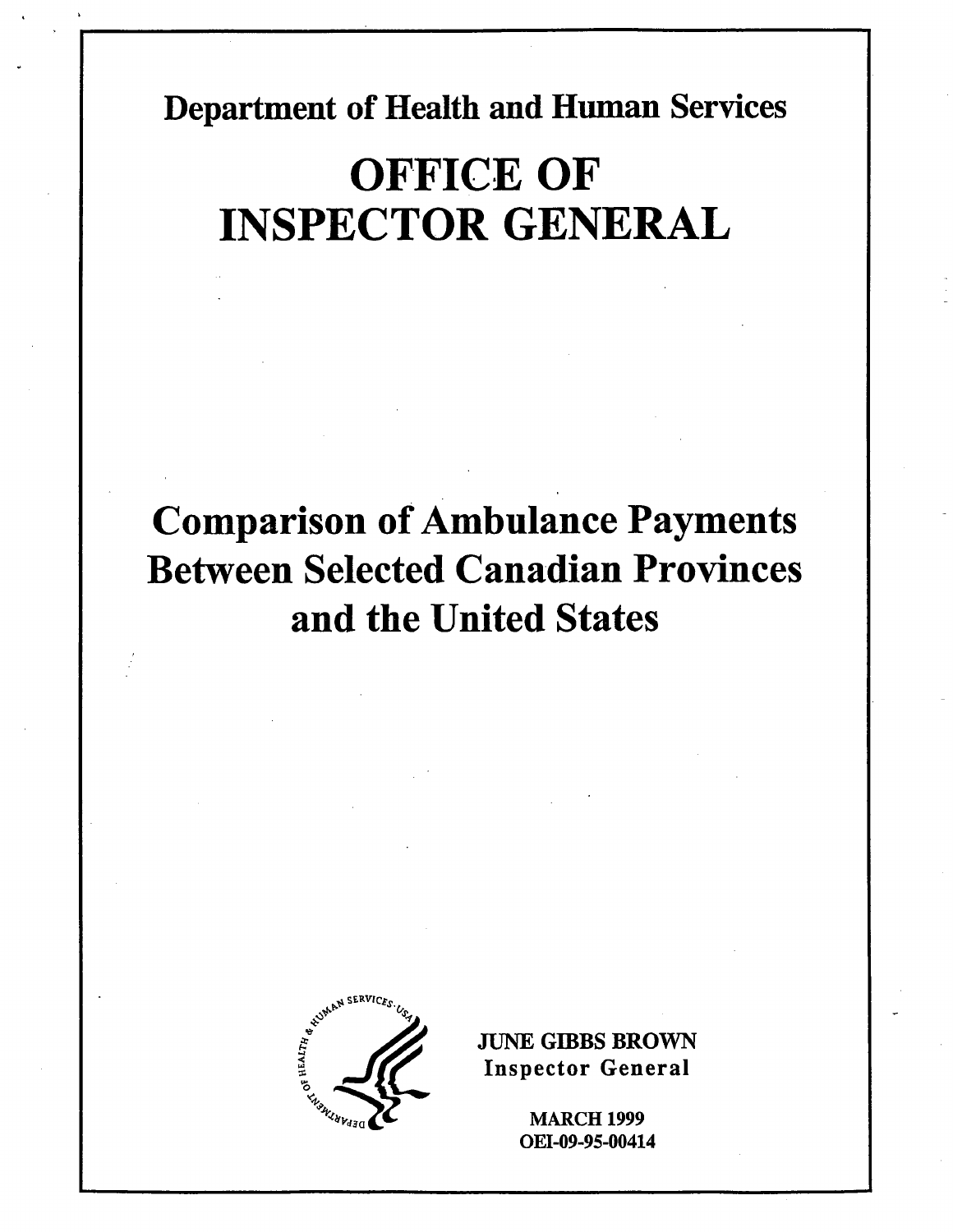Department of Health and Human Services

# OFFICE OF INSPECTOR GENERAL

# Comparison of Ambulance Payments Between Selected Canadian Provinces and the United States

JUNE GIBBS BROWN
Inspector General

MARCH 1999
OEI-09-95-00414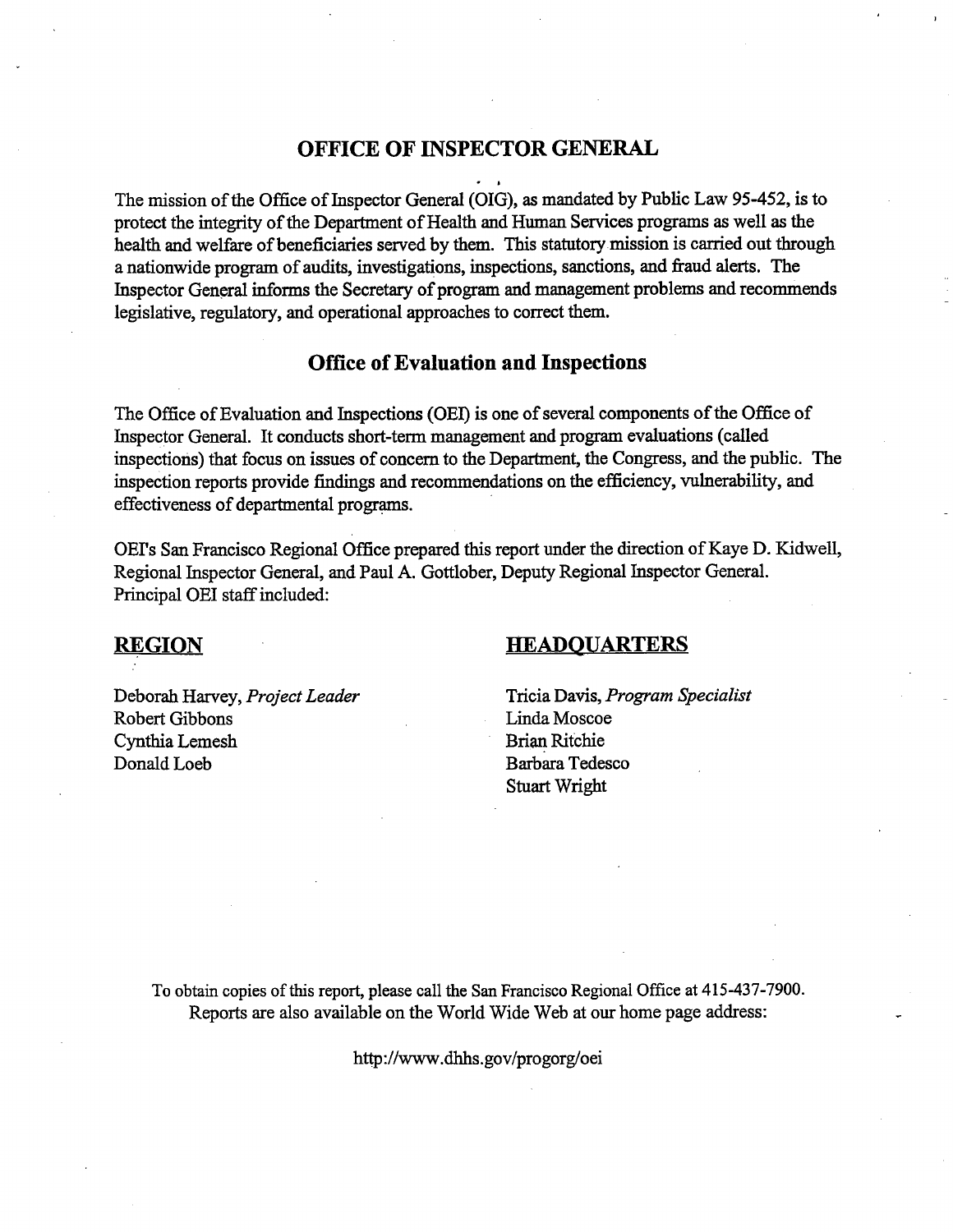## OFFICE OF INSPECTOR GENERAL

The mission of the Office of Inspector General (OIG), as mandated by Public Law 95-452, is to protect the integrity of the Department of Health and Human Services programs as well as the health and welfare of beneficiaries served by them. This statutory mission is carried out through a nationwide program of audits, investigations, inspections, sanctions, and fraud alerts. The Inspector General informs the Secretary of program and management problems and recommends legislative, regulatory, and operational approaches to correct them.

### Office of Evaluation and Inspections

The Office of Evaluation and Inspections (OEI) is one of several components of the Office of Inspector General. It conducts short-term management and program evaluations (called inspections) that focus on issues of concern to the Department, the Congress, and the public. The inspection reports provide findings and recommendations on the efficiency, vulnerability, and effectiveness of departmental programs.

OEI's San Francisco Regional Office prepared this report under the direction of Kaye D. Kidwell, Regional Inspector General, and Paul A. Gottlober, Deputy Regional Inspector General. Principal OEI staff included:

**REGION**

Deborah Harvey, *Project Leader*
Robert Gibbons
Cynthia Lemesh
Donald Loeb

**HEADQUARTERS**

Tricia Davis, *Program Specialist*
Linda Moscoe
Brian Ritchie
Barbara Tedesco
Stuart Wright

To obtain copies of this report, please call the San Francisco Regional Office at 415-437-7900. Reports are also available on the World Wide Web at our home page address:

http://www.dhhs.gov/progorg/oei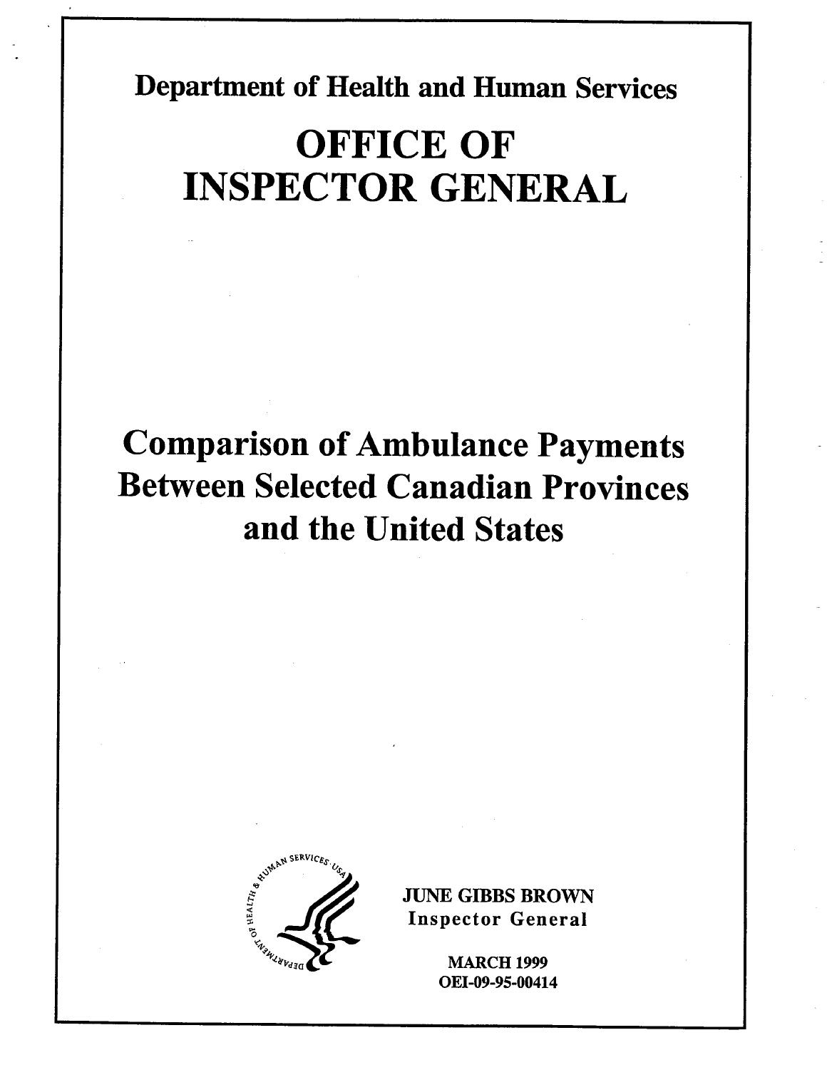Department of Health and Human Services

# OFFICE OF INSPECTOR GENERAL

# Comparison of Ambulance Payments Between Selected Canadian Provinces and the United States

JUNE GIBBS BROWN
Inspector General

MARCH 1999
OEI-09-95-00414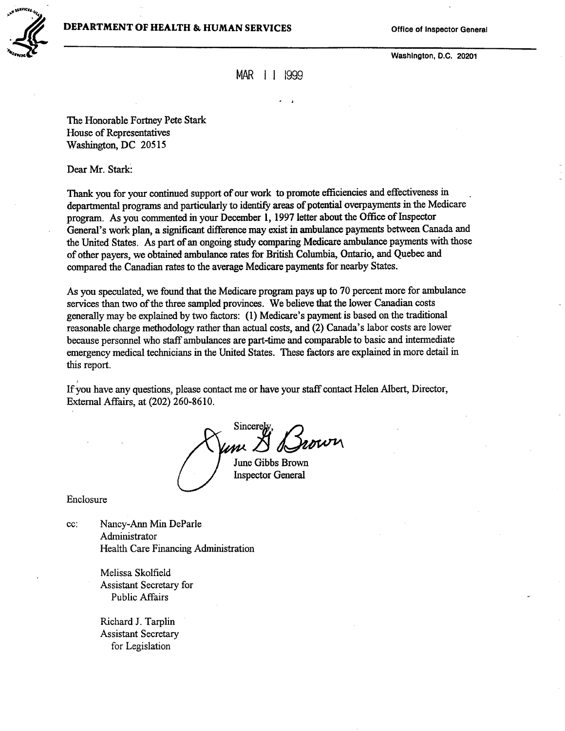**DEPARTMENT OF HEALTH & HUMAN SERVICES**

Office of Inspector General

Washington, D.C. 20201

MAR 11 1999

The Honorable Fortney Pete Stark
House of Representatives
Washington, DC 20515

Dear Mr. Stark:

Thank you for your continued support of our work to promote efficiencies and effectiveness in departmental programs and particularly to identify areas of potential overpayments in the Medicare program. As you commented in your December 1, 1997 letter about the Office of Inspector General's work plan, a significant difference may exist in ambulance payments between Canada and the United States. As part of an ongoing study comparing Medicare ambulance payments with those of other payers, we obtained ambulance rates for British Columbia, Ontario, and Quebec and compared the Canadian rates to the average Medicare payments for nearby States.

As you speculated, we found that the Medicare program pays up to 70 percent more for ambulance services than two of the three sampled provinces. We believe that the lower Canadian costs generally may be explained by two factors: (1) Medicare's payment is based on the traditional reasonable charge methodology rather than actual costs, and (2) Canada's labor costs are lower because personnel who staff ambulances are part-time and comparable to basic and intermediate emergency medical technicians in the United States. These factors are explained in more detail in this report.

If you have any questions, please contact me or have your staff contact Helen Albert, Director, External Affairs, at (202) 260-8610.

Sincerely,

June Gibbs Brown
Inspector General

Enclosure

cc: Nancy-Ann Min DeParle
Administrator
Health Care Financing Administration

Melissa Skolfield
Assistant Secretary for
Public Affairs

Richard J. Tarplin
Assistant Secretary
for Legislation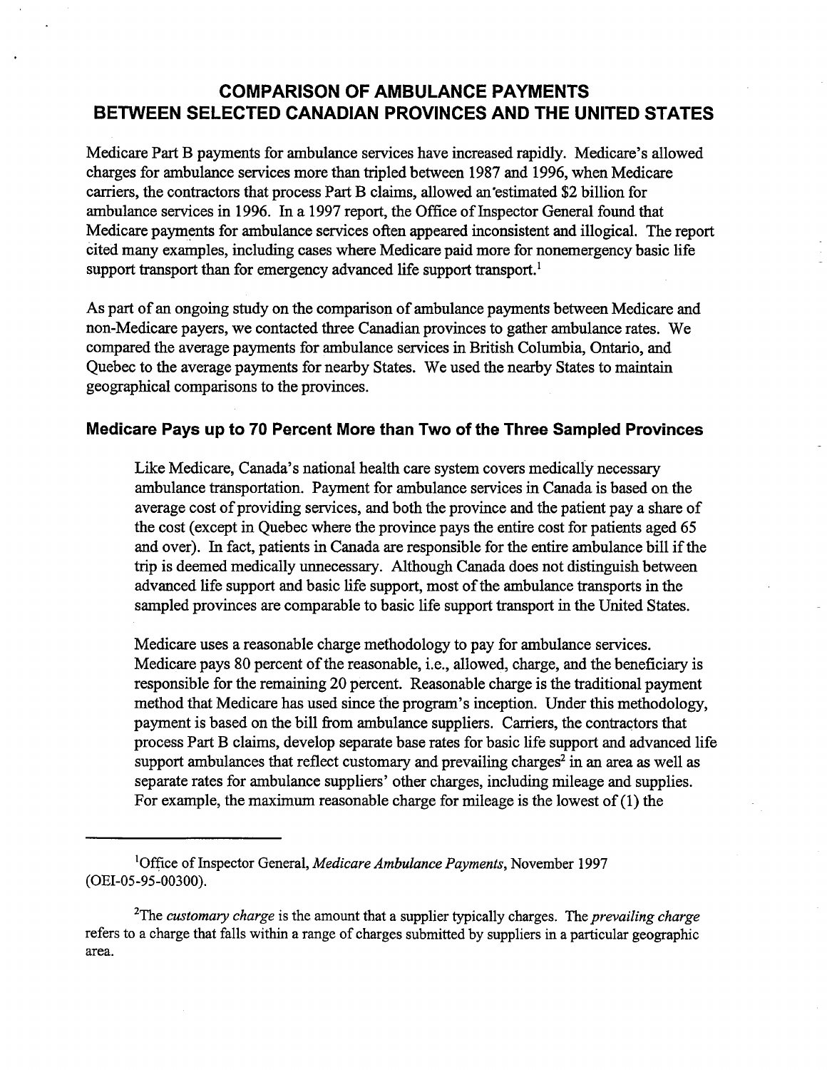## COMPARISON OF AMBULANCE PAYMENTS BETWEEN SELECTED CANADIAN PROVINCES AND THE UNITED STATES

Medicare Part B payments for ambulance services have increased rapidly. Medicare's allowed charges for ambulance services more than tripled between 1987 and 1996, when Medicare carriers, the contractors that process Part B claims, allowed an estimated $2 billion for ambulance services in 1996. In a 1997 report, the Office of Inspector General found that Medicare payments for ambulance services often appeared inconsistent and illogical. The report cited many examples, including cases where Medicare paid more for nonemergency basic life support transport than for emergency advanced life support transport.[1]

As part of an ongoing study on the comparison of ambulance payments between Medicare and non-Medicare payers, we contacted three Canadian provinces to gather ambulance rates. We compared the average payments for ambulance services in British Columbia, Ontario, and Quebec to the average payments for nearby States. We used the nearby States to maintain geographical comparisons to the provinces.

### Medicare Pays up to 70 Percent More than Two of the Three Sampled Provinces

Like Medicare, Canada's national health care system covers medically necessary ambulance transportation. Payment for ambulance services in Canada is based on the average cost of providing services, and both the province and the patient pay a share of the cost (except in Quebec where the province pays the entire cost for patients aged 65 and over). In fact, patients in Canada are responsible for the entire ambulance bill if the trip is deemed medically unnecessary. Although Canada does not distinguish between advanced life support and basic life support, most of the ambulance transports in the sampled provinces are comparable to basic life support transport in the United States.

Medicare uses a reasonable charge methodology to pay for ambulance services. Medicare pays 80 percent of the reasonable, i.e., allowed, charge, and the beneficiary is responsible for the remaining 20 percent. Reasonable charge is the traditional payment method that Medicare has used since the program's inception. Under this methodology, payment is based on the bill from ambulance suppliers. Carriers, the contractors that process Part B claims, develop separate base rates for basic life support and advanced life support ambulances that reflect customary and prevailing charges[2] in an area as well as separate rates for ambulance suppliers' other charges, including mileage and supplies. For example, the maximum reasonable charge for mileage is the lowest of (1) the

---

[1]Office of Inspector General, *Medicare Ambulance Payments*, November 1997 (OEI-05-95-00300).

[2]The *customary charge* is the amount that a supplier typically charges. The *prevailing charge* refers to a charge that falls within a range of charges submitted by suppliers in a particular geographic area.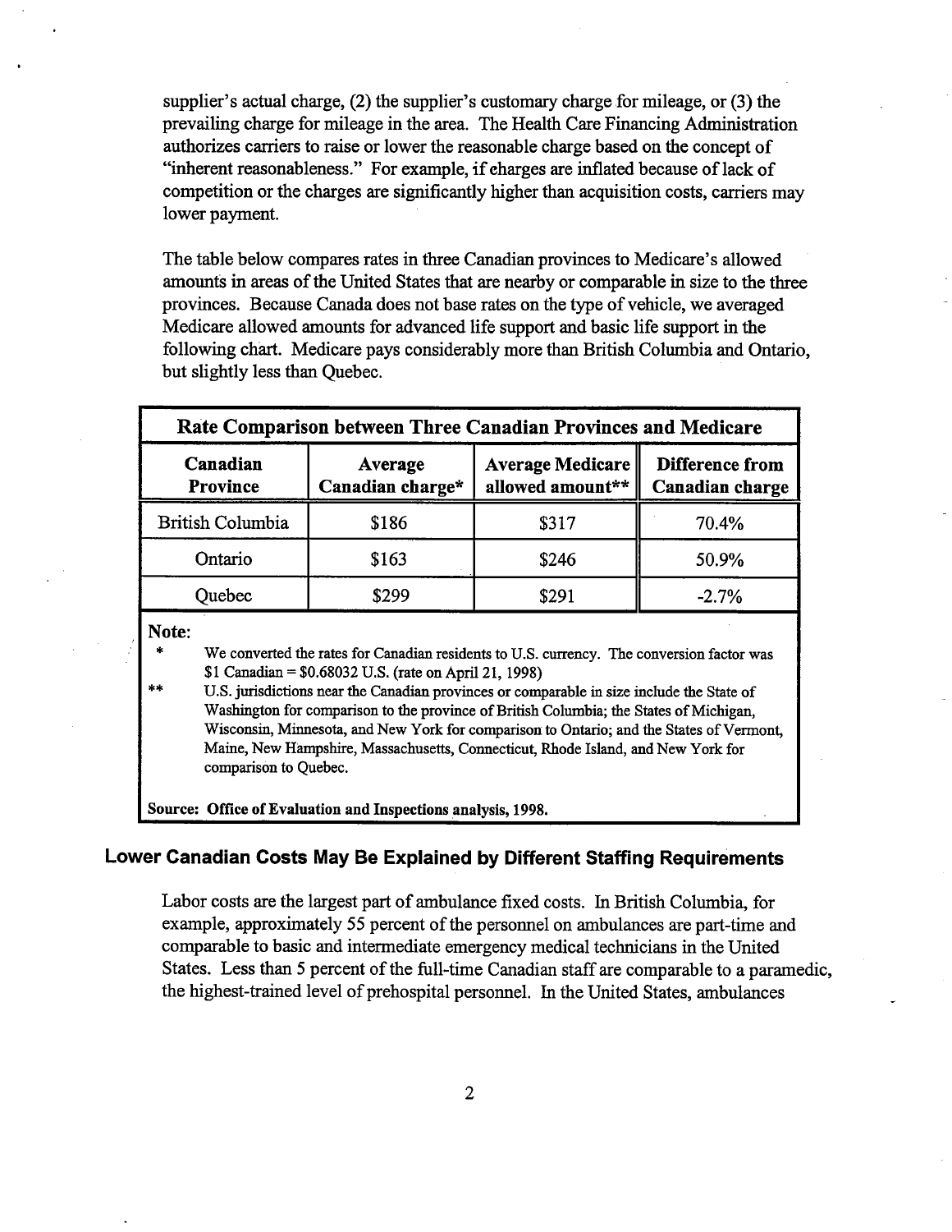supplier's actual charge, (2) the supplier's customary charge for mileage, or (3) the prevailing charge for mileage in the area. The Health Care Financing Administration authorizes carriers to raise or lower the reasonable charge based on the concept of "inherent reasonableness." For example, if charges are inflated because of lack of competition or the charges are significantly higher than acquisition costs, carriers may lower payment.

The table below compares rates in three Canadian provinces to Medicare's allowed amounts in areas of the United States that are nearby or comparable in size to the three provinces. Because Canada does not base rates on the type of vehicle, we averaged Medicare allowed amounts for advanced life support and basic life support in the following chart. Medicare pays considerably more than British Columbia and Ontario, but slightly less than Quebec.

**Rate Comparison between Three Canadian Provinces and Medicare**

| Canadian Province | Average Canadian charge* | Average Medicare allowed amount** | Difference from Canadian charge |
|---|---|---|---|
| British Columbia | $186 | $317 | 70.4% |
| Ontario | $163 | $246 | 50.9% |
| Quebec | $299 | $291 | -2.7% |

**Note:**

\* We converted the rates for Canadian residents to U.S. currency. The conversion factor was $1 Canadian = $0.68032 U.S. (rate on April 21, 1998)

** U.S. jurisdictions near the Canadian provinces or comparable in size include the State of Washington for comparison to the province of British Columbia; the States of Michigan, Wisconsin, Minnesota, and New York for comparison to Ontario; and the States of Vermont, Maine, New Hampshire, Massachusetts, Connecticut, Rhode Island, and New York for comparison to Quebec.

**Source: Office of Evaluation and Inspections analysis, 1998.**

## Lower Canadian Costs May Be Explained by Different Staffing Requirements

Labor costs are the largest part of ambulance fixed costs. In British Columbia, for example, approximately 55 percent of the personnel on ambulances are part-time and comparable to basic and intermediate emergency medical technicians in the United States. Less than 5 percent of the full-time Canadian staff are comparable to a paramedic, the highest-trained level of prehospital personnel. In the United States, ambulances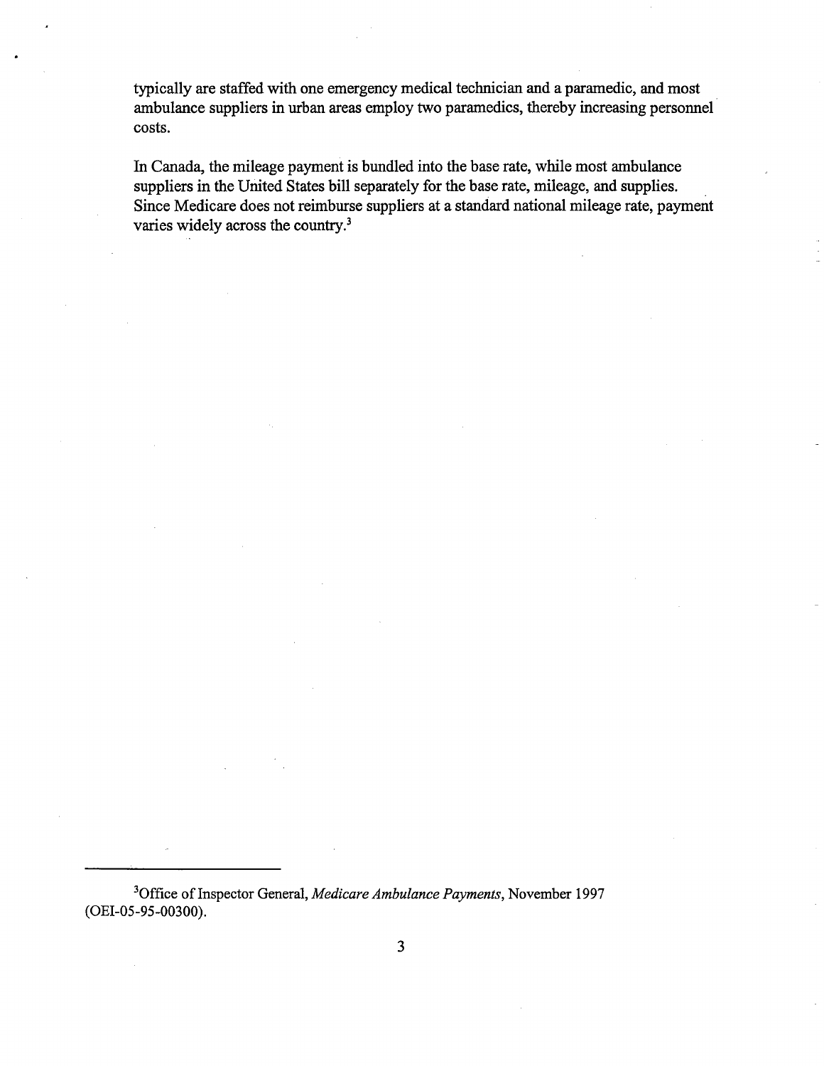typically are staffed with one emergency medical technician and a paramedic, and most ambulance suppliers in urban areas employ two paramedics, thereby increasing personnel costs.

In Canada, the mileage payment is bundled into the base rate, while most ambulance suppliers in the United States bill separately for the base rate, mileage, and supplies. Since Medicare does not reimburse suppliers at a standard national mileage rate, payment varies widely across the country.[3]

---

[3]Office of Inspector General, *Medicare Ambulance Payments*, November 1997 (OEI-05-95-00300).